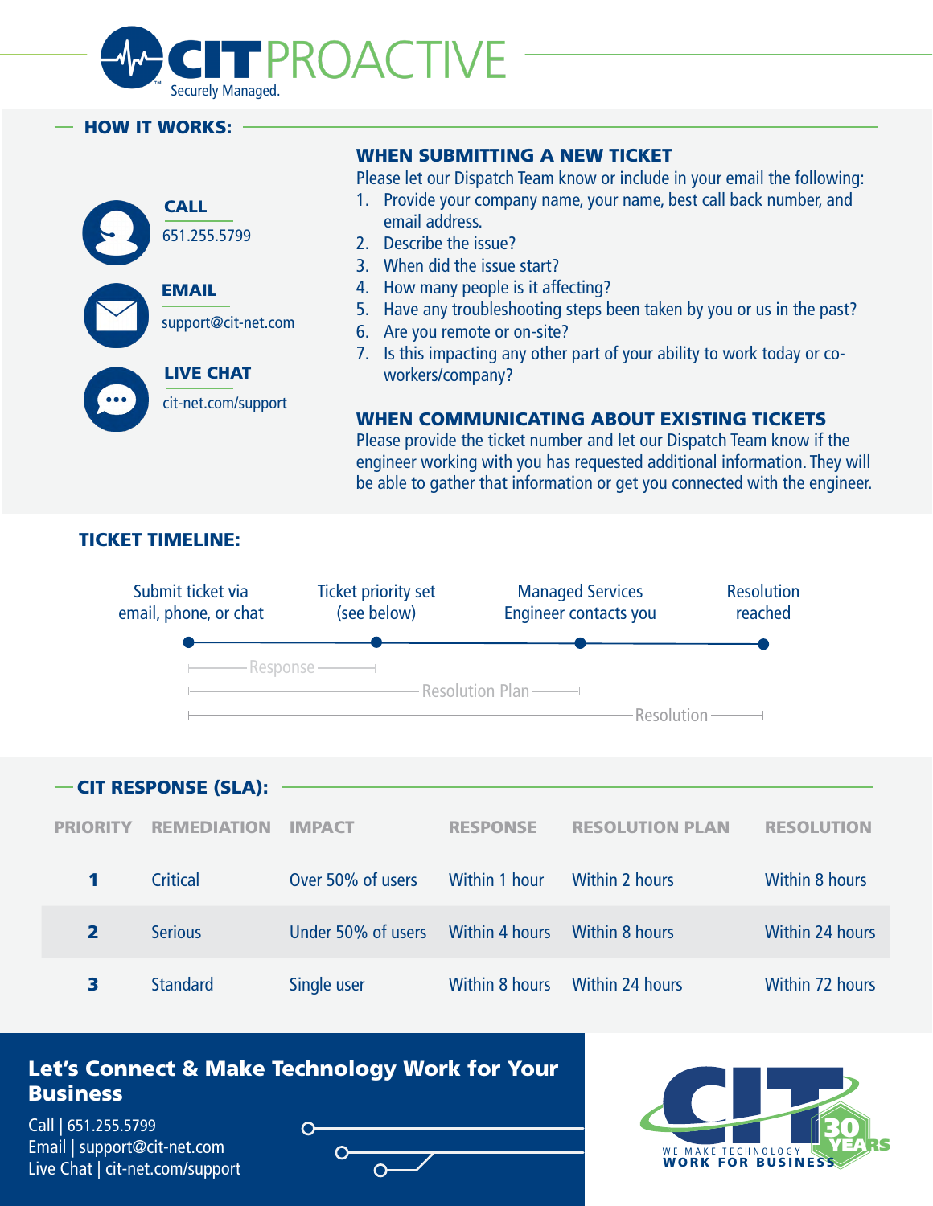# CIT PROACTIVE

Securely Managed.

## HOW IT WORKS:

**CALL**
651.255.5799

**EMAIL**
support@cit-net.com

**LIVE CHAT**
cit-net.com/support

### WHEN SUBMITTING A NEW TICKET

Please let our Dispatch Team know or include in your email the following:

1. Provide your company name, your name, best call back number, and email address.
2. Describe the issue?
3. When did the issue start?
4. How many people is it affecting?
5. Have any troubleshooting steps been taken by you or us in the past?
6. Are you remote or on-site?
7. Is this impacting any other part of your ability to work today or co-workers/company?

### WHEN COMMUNICATING ABOUT EXISTING TICKETS

Please provide the ticket number and let our Dispatch Team know if the engineer working with you has requested additional information. They will be able to gather that information or get you connected with the engineer.

## TICKET TIMELINE:

Submit ticket via email, phone, or chat → Ticket priority set (see below) → Managed Services Engineer contacts you → Resolution reached

- Response: from ticket submission to ticket priority set
- Resolution Plan: from ticket submission to Managed Services Engineer contacts you
- Resolution: from ticket submission to resolution reached

## CIT RESPONSE (SLA):

| PRIORITY | REMEDIATION | IMPACT | RESPONSE | RESOLUTION PLAN | RESOLUTION |
|---|---|---|---|---|---|
| **1** | Critical | Over 50% of users | Within 1 hour | Within 2 hours | Within 8 hours |
| **2** | Serious | Under 50% of users | Within 4 hours | Within 8 hours | Within 24 hours |
| **3** | Standard | Single user | Within 8 hours | Within 24 hours | Within 72 hours |

## Let's Connect & Make Technology Work for Your Business

Call | 651.255.5799
Email | support@cit-net.com
Live Chat | cit-net.com/support

CIT 30 YEARS — WE MAKE TECHNOLOGY WORK FOR BUSINESS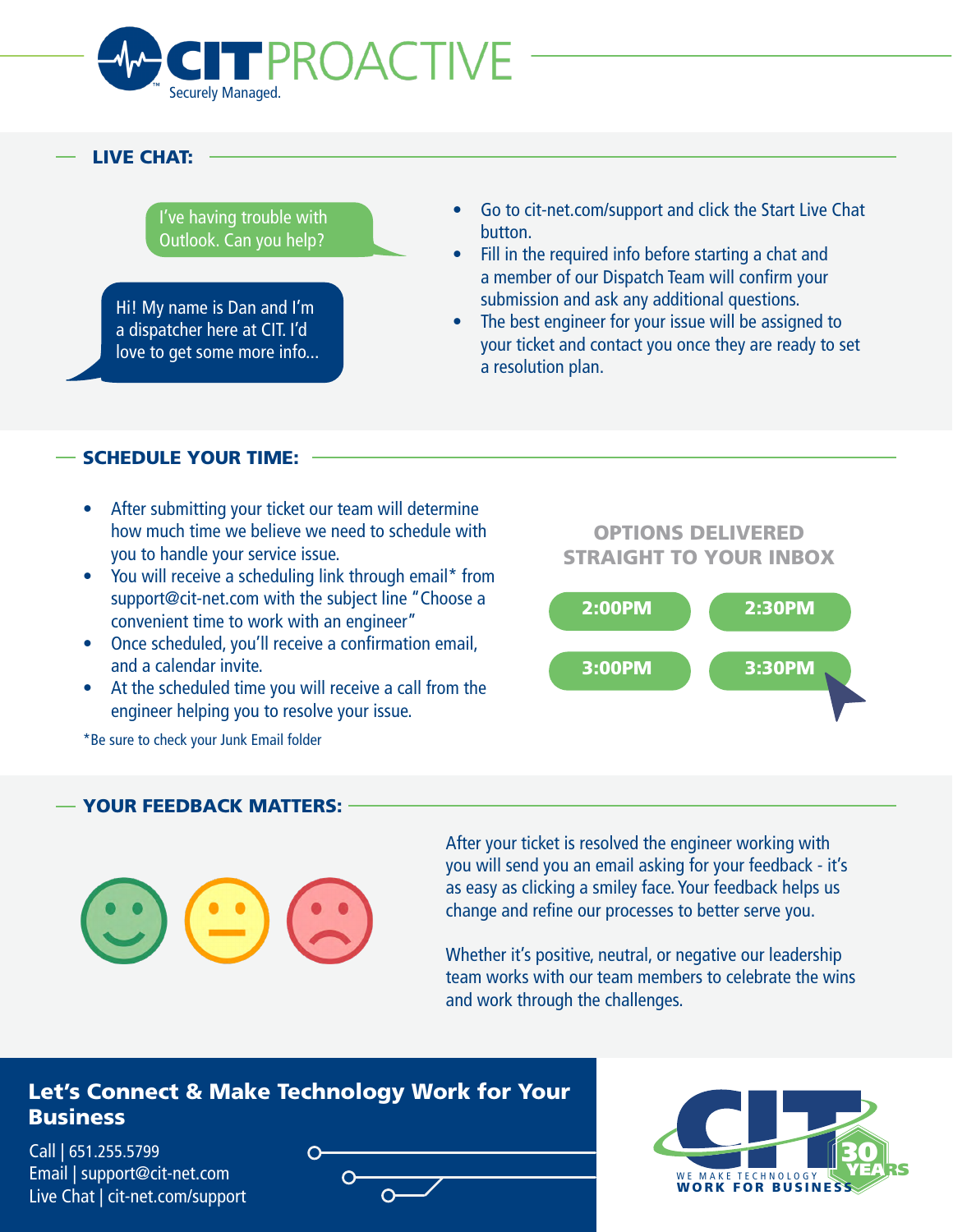# CIT PROACTIVE

Securely Managed.

## LIVE CHAT:

I've having trouble with Outlook. Can you help?

Hi! My name is Dan and I'm a dispatcher here at CIT. I'd love to get some more info...

- Go to cit-net.com/support and click the Start Live Chat button.
- Fill in the required info before starting a chat and a member of our Dispatch Team will confirm your submission and ask any additional questions.
- The best engineer for your issue will be assigned to your ticket and contact you once they are ready to set a resolution plan.

## SCHEDULE YOUR TIME:

- After submitting your ticket our team will determine how much time we believe we need to schedule with you to handle your service issue.
- You will receive a scheduling link through email* from support@cit-net.com with the subject line "Choose a convenient time to work with an engineer"
- Once scheduled, you'll receive a confirmation email, and a calendar invite.
- At the scheduled time you will receive a call from the engineer helping you to resolve your issue.

*Be sure to check your Junk Email folder

**OPTIONS DELIVERED STRAIGHT TO YOUR INBOX**

2:00PM
2:30PM
3:00PM
3:30PM

## YOUR FEEDBACK MATTERS:

After your ticket is resolved the engineer working with you will send you an email asking for your feedback - it's as easy as clicking a smiley face. Your feedback helps us change and refine our processes to better serve you.

Whether it's positive, neutral, or negative our leadership team works with our team members to celebrate the wins and work through the challenges.

## Let's Connect & Make Technology Work for Your Business

Call | 651.255.5799
Email | support@cit-net.com
Live Chat | cit-net.com/support

CIT
WE MAKE TECHNOLOGY WORK FOR BUSINESS
30 YEARS